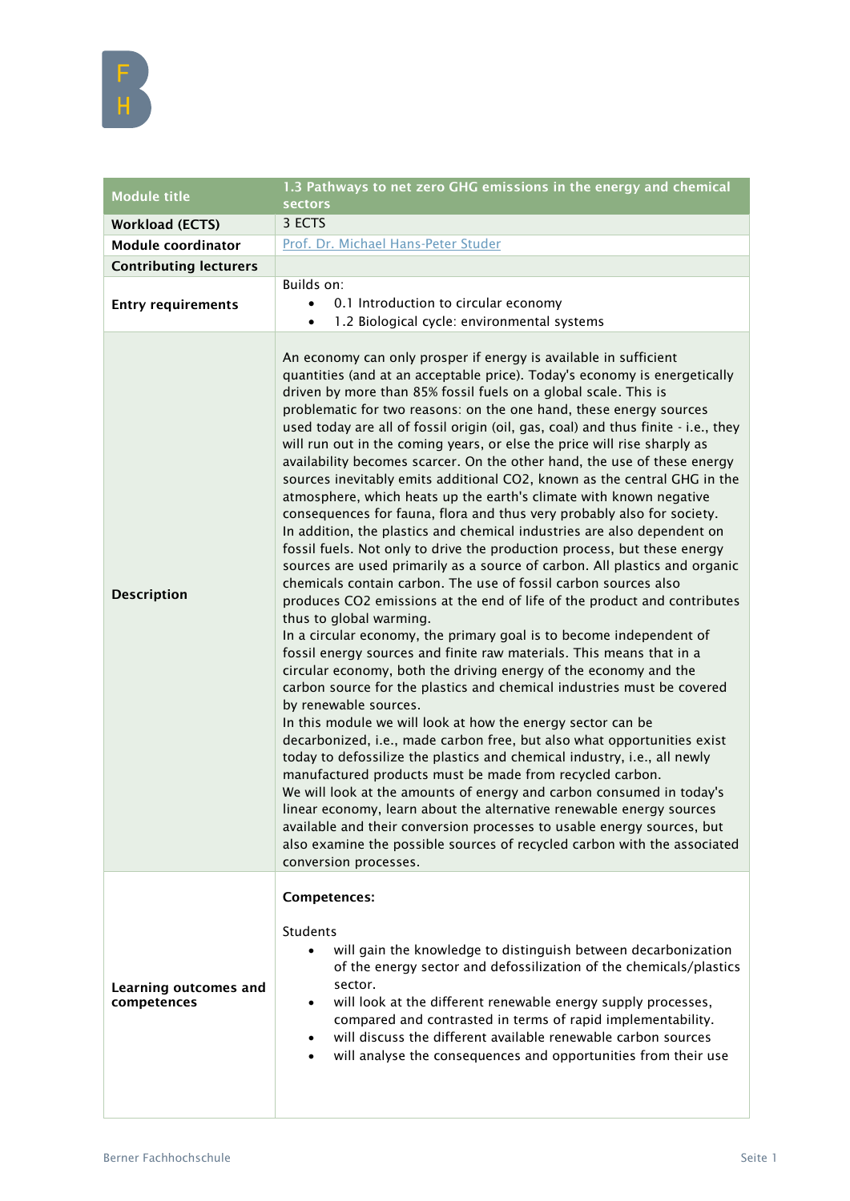| Module title | 1.3 Pathways to net zero GHG emissions in the energy and chemical sectors |
|---|---|
| **Workload (ECTS)** | 3 ECTS |
| **Module coordinator** | Prof. Dr. Michael Hans-Peter Studer |
| **Contributing lecturers** | |
| **Entry requirements** | Builds on:<br>• 0.1 Introduction to circular economy<br>• 1.2 Biological cycle: environmental systems |
| **Description** | An economy can only prosper if energy is available in sufficient quantities (and at an acceptable price). Today's economy is energetically driven by more than 85% fossil fuels on a global scale. This is problematic for two reasons: on the one hand, these energy sources used today are all of fossil origin (oil, gas, coal) and thus finite - i.e., they will run out in the coming years, or else the price will rise sharply as availability becomes scarcer. On the other hand, the use of these energy sources inevitably emits additional $CO_2$, known as the central GHG in the atmosphere, which heats up the earth's climate with known negative consequences for fauna, flora and thus very probably also for society.<br>In addition, the plastics and chemical industries are also dependent on fossil fuels. Not only to drive the production process, but these energy sources are used primarily as a source of carbon. All plastics and organic chemicals contain carbon. The use of fossil carbon sources also produces $CO_2$ emissions at the end of life of the product and contributes thus to global warming.<br>In a circular economy, the primary goal is to become independent of fossil energy sources and finite raw materials. This means that in a circular economy, both the driving energy of the economy and the carbon source for the plastics and chemical industries must be covered by renewable sources.<br>In this module we will look at how the energy sector can be decarbonized, i.e., made carbon free, but also what opportunities exist today to defossilize the plastics and chemical industry, i.e., all newly manufactured products must be made from recycled carbon.<br>We will look at the amounts of energy and carbon consumed in today's linear economy, learn about the alternative renewable energy sources available and their conversion processes to usable energy sources, but also examine the possible sources of recycled carbon with the associated conversion processes. |
| **Learning outcomes and competences** | **Competences:**<br><br>Students<br>• will gain the knowledge to distinguish between decarbonization of the energy sector and defossillization of the chemicals/plastics sector.<br>• will look at the different renewable energy supply processes, compared and contrasted in terms of rapid implementability.<br>• will discuss the different available renewable carbon sources<br>• will analyse the consequences and opportunities from their use |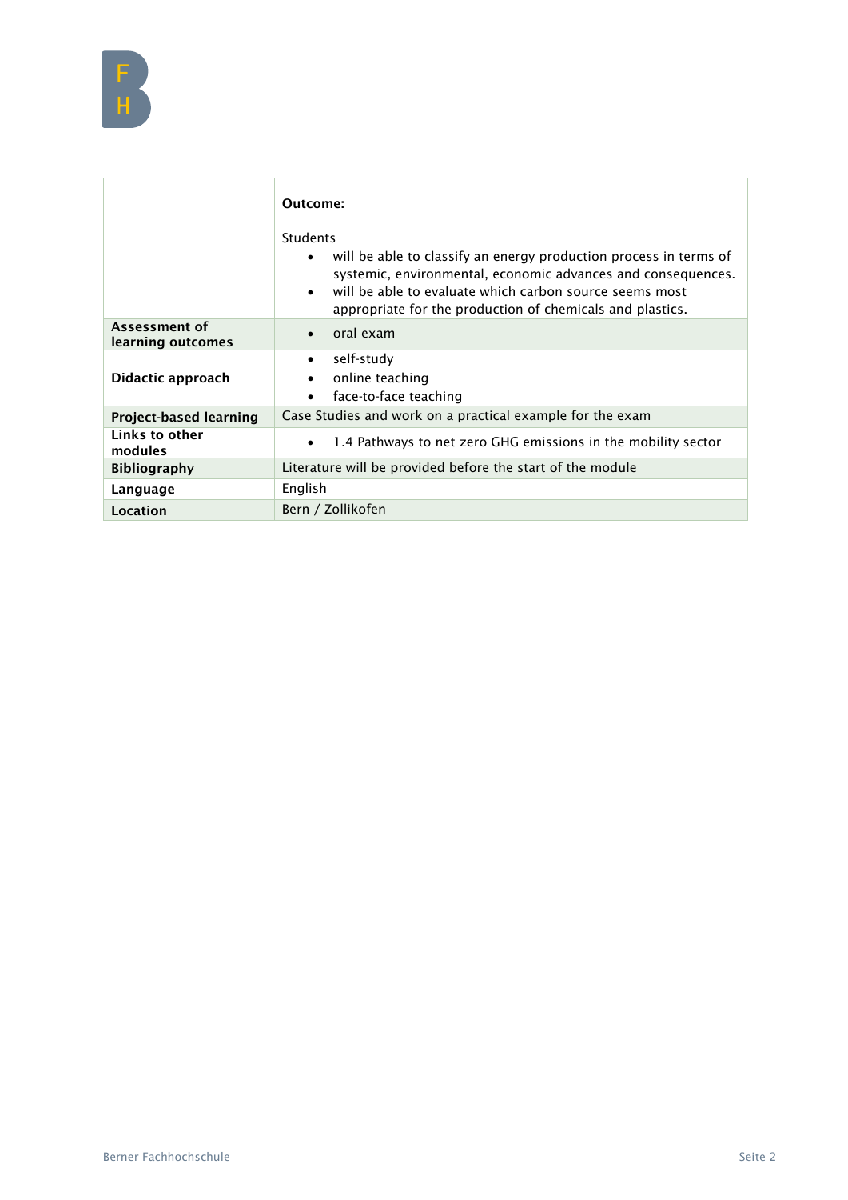| | |
|---|---|
| | **Outcome:**<br><br>Students<br>• will be able to classify an energy production process in terms of systemic, environmental, economic advances and consequences.<br>• will be able to evaluate which carbon source seems most appropriate for the production of chemicals and plastics. |
| **Assessment of learning outcomes** | • oral exam |
| **Didactic approach** | • self-study<br>• online teaching<br>• face-to-face teaching |
| **Project-based learning** | Case Studies and work on a practical example for the exam |
| **Links to other modules** | • 1.4 Pathways to net zero GHG emissions in the mobility sector |
| **Bibliography** | Literature will be provided before the start of the module |
| **Language** | English |
| **Location** | Bern / Zollikofen |